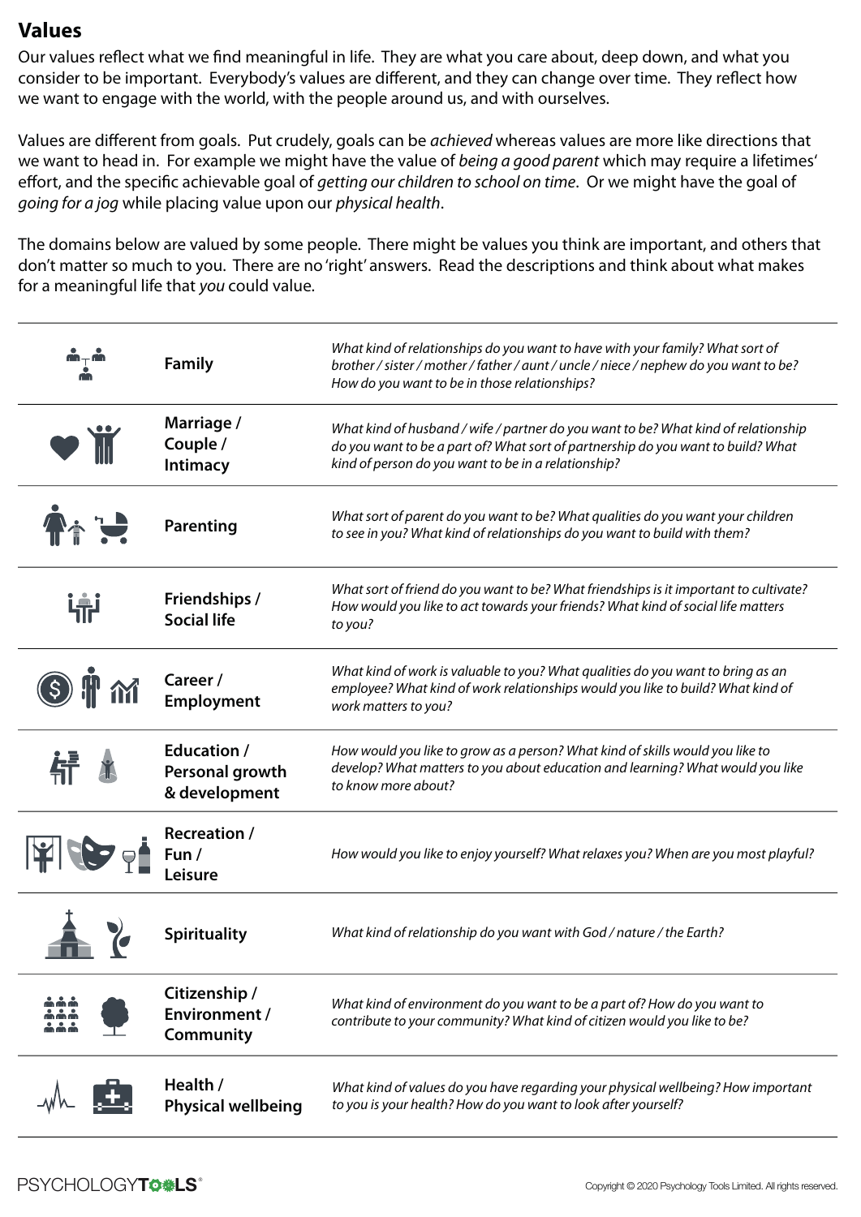## Values

Our values reflect what we find meaningful in life. They are what you care about, deep down, and what you consider to be important. Everybody's values are different, and they can change over time. They reflect how we want to engage with the world, with the people around us, and with ourselves.

Values are different from goals. Put crudely, goals can be *achieved* whereas values are more like directions that we want to head in. For example we might have the value of *being a good parent* which may require a lifetimes' effort, and the specific achievable goal of *getting our children to school on time*. Or we might have the goal of *going for a jog* while placing value upon our *physical health*.

The domains below are valued by some people. There might be values you think are important, and others that don't matter so much to you. There are no 'right' answers. Read the descriptions and think about what makes for a meaningful life that *you* could value.

| Domain | Description |
|---|---|
| **Family** | *What kind of relationships do you want to have with your family? What sort of brother / sister / mother / father / aunt / uncle / niece / nephew do you want to be? How do you want to be in those relationships?* |
| **Marriage / Couple / Intimacy** | *What kind of husband / wife / partner do you want to be? What kind of relationship do you want to be a part of? What sort of partnership do you want to build? What kind of person do you want to be in a relationship?* |
| **Parenting** | *What sort of parent do you want to be? What qualities do you want your children to see in you? What kind of relationships do you want to build with them?* |
| **Friendships / Social life** | *What sort of friend do you want to be? What friendships is it important to cultivate? How would you like to act towards your friends? What kind of social life matters to you?* |
| **Career / Employment** | *What kind of work is valuable to you? What qualities do you want to bring as an employee? What kind of work relationships would you like to build? What kind of work matters to you?* |
| **Education / Personal growth & development** | *How would you like to grow as a person? What kind of skills would you like to develop? What matters to you about education and learning? What would you like to know more about?* |
| **Recreation / Fun / Leisure** | *How would you like to enjoy yourself? What relaxes you? When are you most playful?* |
| **Spirituality** | *What kind of relationship do you want with God / nature / the Earth?* |
| **Citizenship / Environment / Community** | *What kind of environment do you want to be a part of? How do you want to contribute to your community? What kind of citizen would you like to be?* |
| **Health / Physical wellbeing** | *What kind of values do you have regarding your physical wellbeing? How important to you is your health? How do you want to look after yourself?* |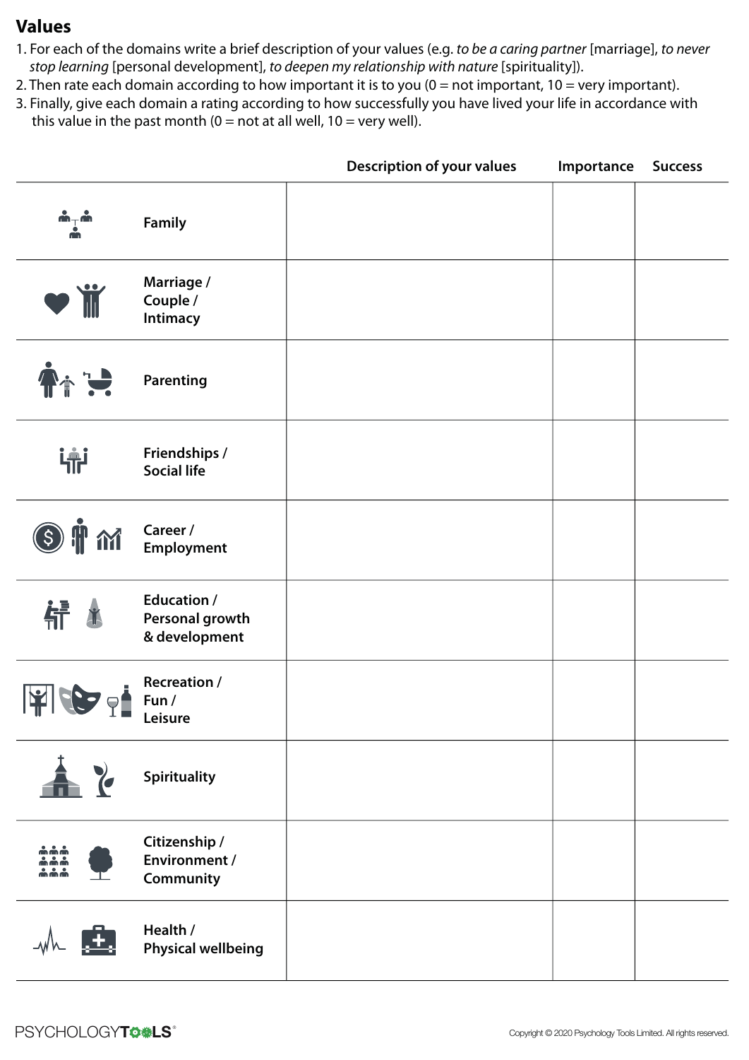## Values

1. For each of the domains write a brief description of your values (e.g. *to be a caring partner* [marriage], *to never stop learning* [personal development], *to deepen my relationship with nature* [spirituality]).
2. Then rate each domain according to how important it is to you (0 = not important, 10 = very important).
3. Finally, give each domain a rating according to how successfully you have lived your life in accordance with this value in the past month (0 = not at all well, 10 = very well).

| | Description of your values | Importance | Success |
|---|---|---|---|
| **Family** | | | |
| **Marriage / Couple / Intimacy** | | | |
| **Parenting** | | | |
| **Friendships / Social life** | | | |
| **Career / Employment** | | | |
| **Education / Personal growth & development** | | | |
| **Recreation / Fun / Leisure** | | | |
| **Spirituality** | | | |
| **Citizenship / Environment / Community** | | | |
| **Health / Physical wellbeing** | | | |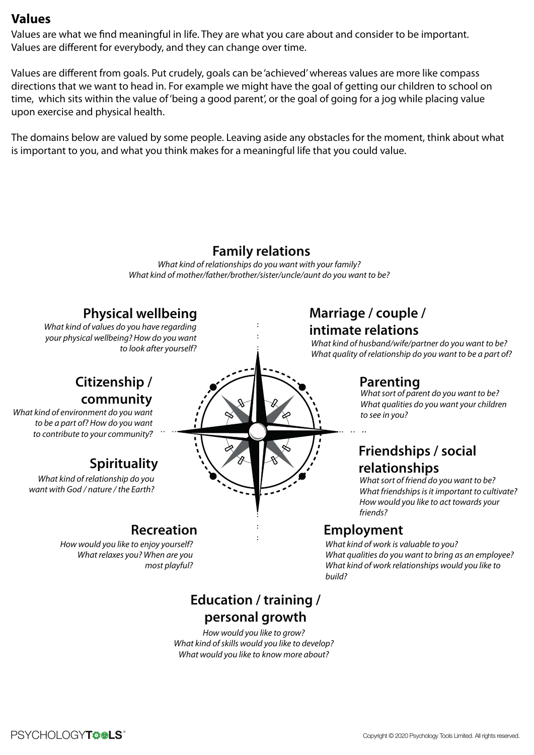## Values

Values are what we find meaningful in life. They are what you care about and consider to be important. Values are different for everybody, and they can change over time.

Values are different from goals. Put crudely, goals can be 'achieved' whereas values are more like compass directions that we want to head in. For example we might have the goal of getting our children to school on time, which sits within the value of 'being a good parent', or the goal of going for a jog while placing value upon exercise and physical health.

The domains below are valued by some people. Leaving aside any obstacles for the moment, think about what is important to you, and what you think makes for a meaningful life that you could value.

### Family relations

*What kind of relationships do you want with your family?*
*What kind of mother/father/brother/sister/uncle/aunt do you want to be?*

### Physical wellbeing

*What kind of values do you have regarding your physical wellbeing? How do you want to look after yourself?*

### Marriage / couple / intimate relations

*What kind of husband/wife/partner do you want to be?*
*What quality of relationship do you want to be a part of?*

### Citizenship / community

*What kind of environment do you want to be a part of? How do you want to contribute to your community?*

### Parenting

*What sort of parent do you want to be?*
*What qualities do you want your children to see in you?*

### Spirituality

*What kind of relationship do you want with God / nature / the Earth?*

### Friendships / social relationships

*What sort of friend do you want to be?*
*What friendships is it important to cultivate?*
*How would you like to act towards your friends?*

### Recreation

*How would you like to enjoy yourself?*
*What relaxes you? When are you most playful?*

### Employment

*What kind of work is valuable to you?*
*What qualities do you want to bring as an employee?*
*What kind of work relationships would you like to build?*

### Education / training / personal growth

*How would you like to grow?*
*What kind of skills would you like to develop?*
*What would you like to know more about?*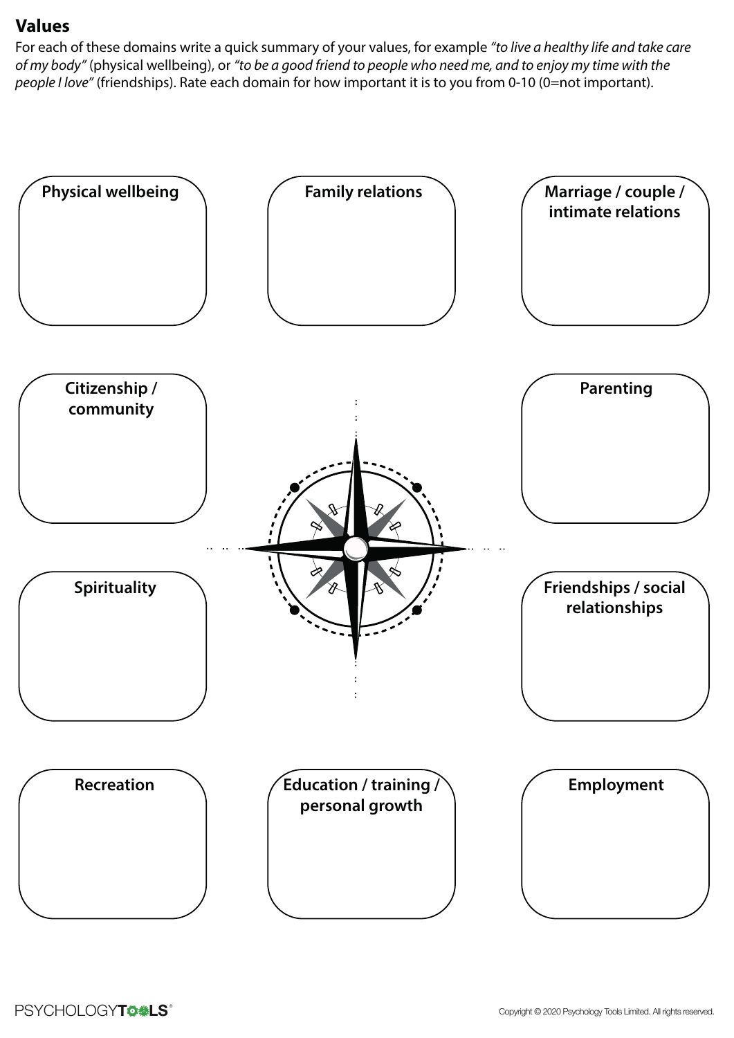## Values

For each of these domains write a quick summary of your values, for example *"to live a healthy life and take care of my body"* (physical wellbeing), or *"to be a good friend to people who need me, and to enjoy my time with the people I love"* (friendships). Rate each domain for how important it is to you from 0-10 (0=not important).

**Physical wellbeing**

**Family relations**

**Marriage / couple / intimate relations**

**Citizenship / community**

**Parenting**

**Spirituality**

**Friendships / social relationships**

**Recreation**

**Education / training / personal growth**

**Employment**